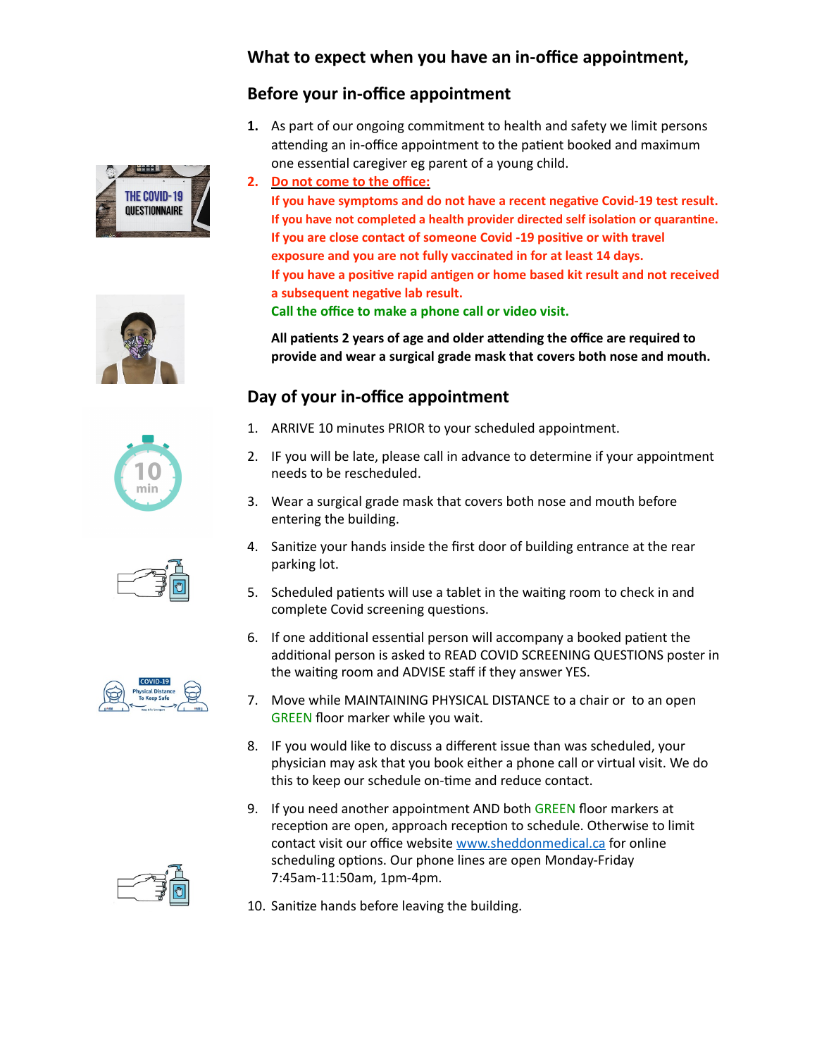## What to expect when you have an in-office appointment,

## Before your in-office appointment

1. As part of our ongoing commitment to health and safety we limit persons attending an in-office appointment to the patient booked and maximum one essential caregiver eg parent of a young child.
2. **Do not come to the office:**
   **If you have symptoms and do not have a recent negative Covid-19 test result.**
   **If you have not completed a health provider directed self isolation or quarantine.**
   **If you are close contact of someone Covid -19 positive or with travel exposure and you are not fully vaccinated in for at least 14 days.**
   **If you have a positive rapid antigen or home based kit result and not received a subsequent negative lab result.**
   **Call the office to make a phone call or video visit.**

   **All patients 2 years of age and older attending the office are required to provide and wear a surgical grade mask that covers both nose and mouth.**

## Day of your in-office appointment

1. ARRIVE 10 minutes PRIOR to your scheduled appointment.
2. IF you will be late, please call in advance to determine if your appointment needs to be rescheduled.
3. Wear a surgical grade mask that covers both nose and mouth before entering the building.
4. Sanitize your hands inside the first door of building entrance at the rear parking lot.
5. Scheduled patients will use a tablet in the waiting room to check in and complete Covid screening questions.
6. If one additional essential person will accompany a booked patient the additional person is asked to READ COVID SCREENING QUESTIONS poster in the waiting room and ADVISE staff if they answer YES.
7. Move while MAINTAINING PHYSICAL DISTANCE to a chair or to an open GREEN floor marker while you wait.
8. IF you would like to discuss a different issue than was scheduled, your physician may ask that you book either a phone call or virtual visit. We do this to keep our schedule on-time and reduce contact.
9. If you need another appointment AND both GREEN floor markers at reception are open, approach reception to schedule. Otherwise to limit contact visit our office website [www.sheddonmedical.ca](http://www.sheddonmedical.ca) for online scheduling options. Our phone lines are open Monday-Friday 7:45am-11:50am, 1pm-4pm.
10. Sanitize hands before leaving the building.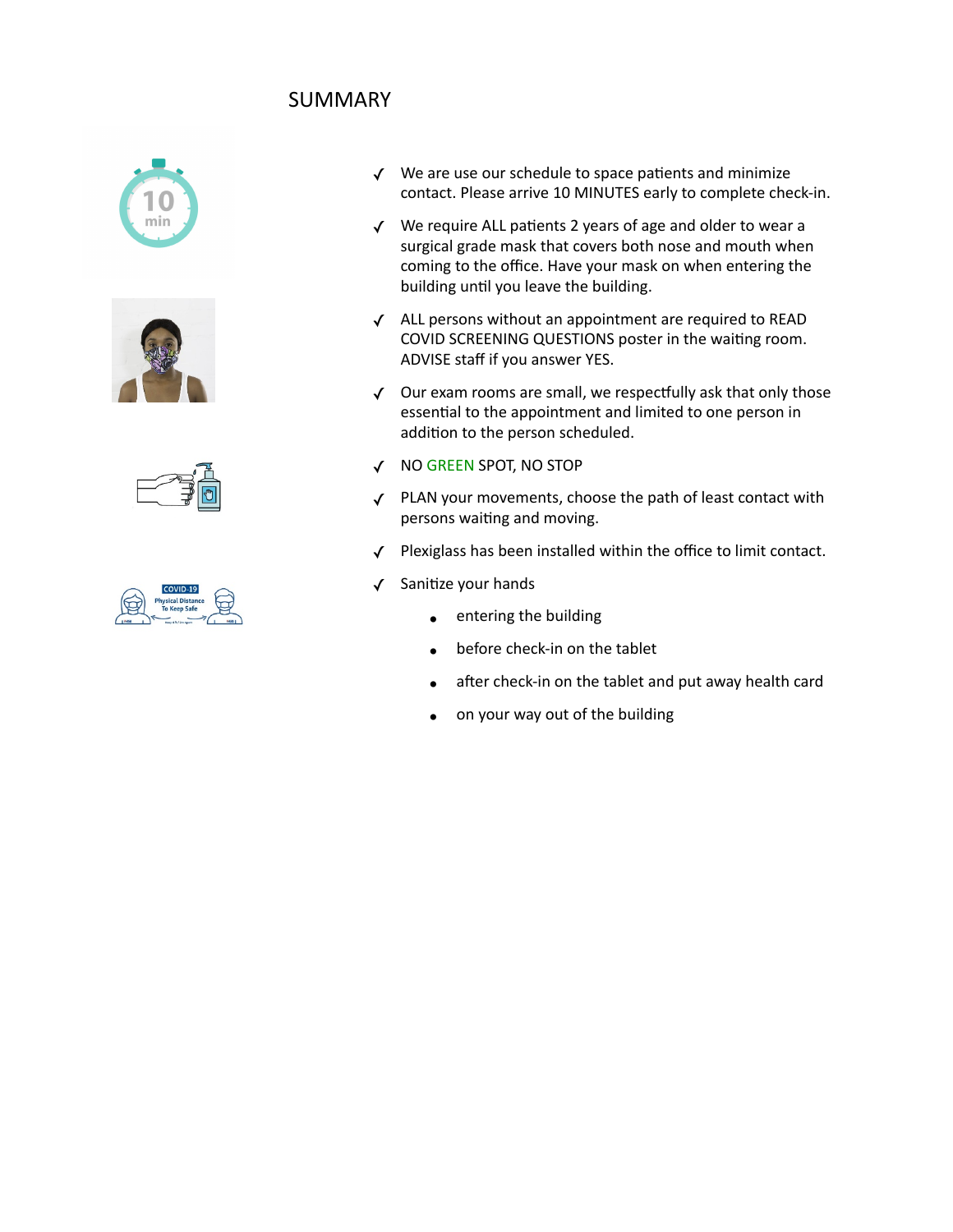## SUMMARY

- ✓ We are use our schedule to space patients and minimize contact. Please arrive 10 MINUTES early to complete check-in.
- ✓ We require ALL patients 2 years of age and older to wear a surgical grade mask that covers both nose and mouth when coming to the office. Have your mask on when entering the building until you leave the building.
- ✓ ALL persons without an appointment are required to READ COVID SCREENING QUESTIONS poster in the waiting room. ADVISE staff if you answer YES.
- ✓ Our exam rooms are small, we respectfully ask that only those essential to the appointment and limited to one person in addition to the person scheduled.
- ✓ NO GREEN SPOT, NO STOP
- ✓ PLAN your movements, choose the path of least contact with persons waiting and moving.
- ✓ Plexiglass has been installed within the office to limit contact.
- ✓ Sanitize your hands
    - entering the building
    - before check-in on the tablet
    - after check-in on the tablet and put away health card
    - on your way out of the building